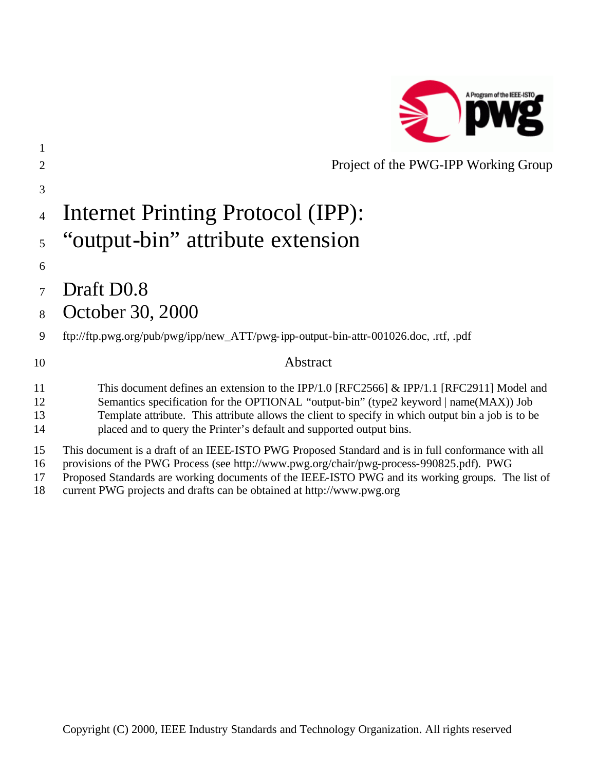Project of the PWG-IPP Working Group

# Internet Printing Protocol (IPP): "output-bin" attribute extension

## Draft D0.8
## October 30, 2000

ftp://ftp.pwg.org/pub/pwg/ipp/new_ATT/pwg-ipp-output-bin-attr-001026.doc, .rtf, .pdf

### Abstract

> This document defines an extension to the IPP/1.0 [RFC2566] & IPP/1.1 [RFC2911] Model and Semantics specification for the OPTIONAL "output-bin" (type2 keyword | name(MAX)) Job Template attribute. This attribute allows the client to specify in which output bin a job is to be placed and to query the Printer's default and supported output bins.

This document is a draft of an IEEE-ISTO PWG Proposed Standard and is in full conformance with all provisions of the PWG Process (see http://www.pwg.org/chair/pwg-process-990825.pdf). PWG Proposed Standards are working documents of the IEEE-ISTO PWG and its working groups. The list of current PWG projects and drafts can be obtained at http://www.pwg.org

Copyright (C) 2000, IEEE Industry Standards and Technology Organization. All rights reserved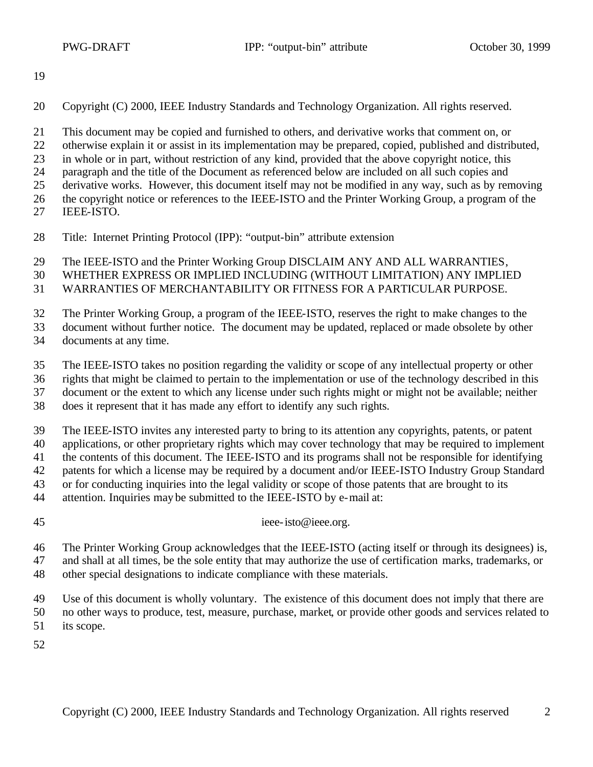Copyright (C) 2000, IEEE Industry Standards and Technology Organization. All rights reserved.

This document may be copied and furnished to others, and derivative works that comment on, or otherwise explain it or assist in its implementation may be prepared, copied, published and distributed, in whole or in part, without restriction of any kind, provided that the above copyright notice, this paragraph and the title of the Document as referenced below are included on all such copies and derivative works. However, this document itself may not be modified in any way, such as by removing the copyright notice or references to the IEEE-ISTO and the Printer Working Group, a program of the IEEE-ISTO.

Title: Internet Printing Protocol (IPP): "output-bin" attribute extension

The IEEE-ISTO and the Printer Working Group DISCLAIM ANY AND ALL WARRANTIES, WHETHER EXPRESS OR IMPLIED INCLUDING (WITHOUT LIMITATION) ANY IMPLIED WARRANTIES OF MERCHANTABILITY OR FITNESS FOR A PARTICULAR PURPOSE.

The Printer Working Group, a program of the IEEE-ISTO, reserves the right to make changes to the document without further notice. The document may be updated, replaced or made obsolete by other documents at any time.

The IEEE-ISTO takes no position regarding the validity or scope of any intellectual property or other rights that might be claimed to pertain to the implementation or use of the technology described in this document or the extent to which any license under such rights might or might not be available; neither does it represent that it has made any effort to identify any such rights.

The IEEE-ISTO invites any interested party to bring to its attention any copyrights, patents, or patent applications, or other proprietary rights which may cover technology that may be required to implement the contents of this document. The IEEE-ISTO and its programs shall not be responsible for identifying patents for which a license may be required by a document and/or IEEE-ISTO Industry Group Standard or for conducting inquiries into the legal validity or scope of those patents that are brought to its attention. Inquiries may be submitted to the IEEE-ISTO by e-mail at:

ieee-isto@ieee.org.

The Printer Working Group acknowledges that the IEEE-ISTO (acting itself or through its designees) is, and shall at all times, be the sole entity that may authorize the use of certification marks, trademarks, or other special designations to indicate compliance with these materials.

Use of this document is wholly voluntary. The existence of this document does not imply that there are no other ways to produce, test, measure, purchase, market, or provide other goods and services related to its scope.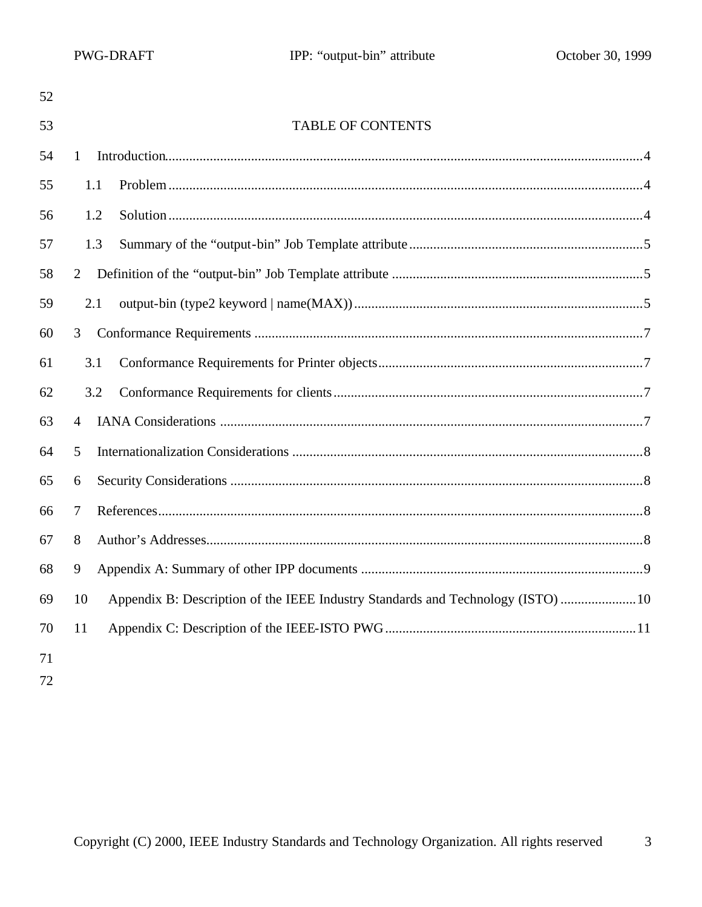TABLE OF CONTENTS

1 Introduction....4

1.1 Problem....4

1.2 Solution....4

1.3 Summary of the “output-bin” Job Template attribute....5

2 Definition of the “output-bin” Job Template attribute....5

2.1 output-bin (type2 keyword | name(MAX))....5

3 Conformance Requirements....7

3.1 Conformance Requirements for Printer objects....7

3.2 Conformance Requirements for clients....7

4 IANA Considerations....7

5 Internationalization Considerations....8

6 Security Considerations....8

7 References....8

8 Author’s Addresses....8

9 Appendix A: Summary of other IPP documents....9

10 Appendix B: Description of the IEEE Industry Standards and Technology (ISTO)....10

11 Appendix C: Description of the IEEE-ISTO PWG....11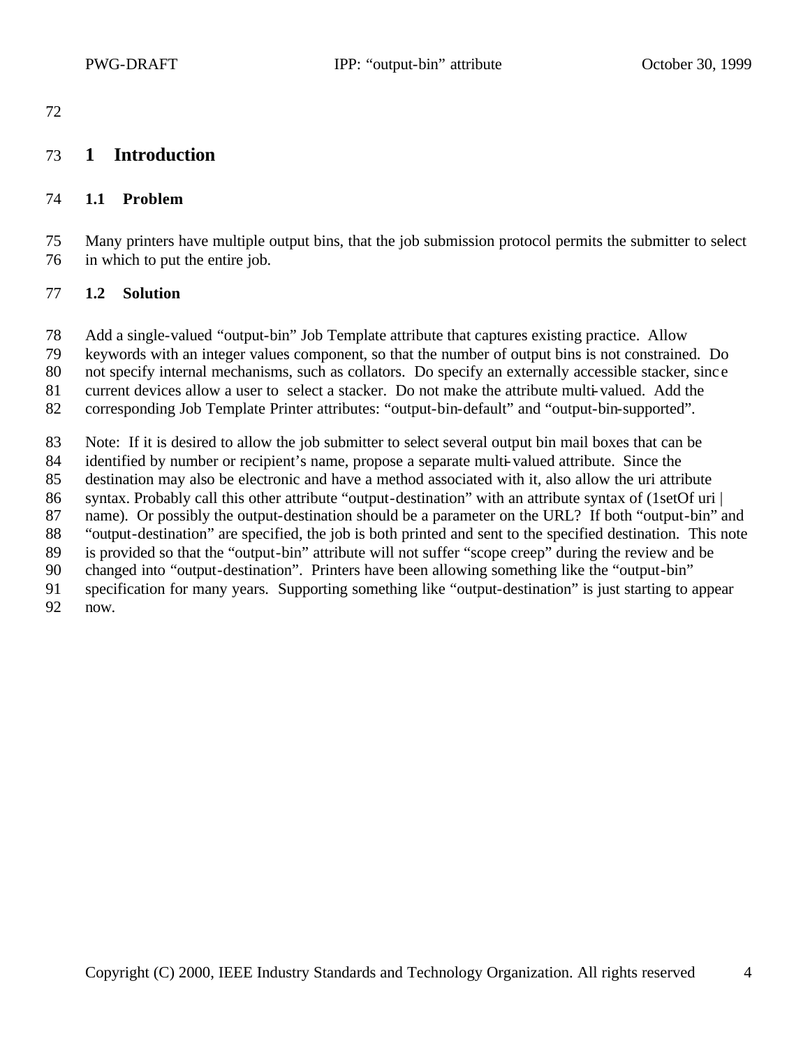# 1 Introduction

## 1.1 Problem

Many printers have multiple output bins, that the job submission protocol permits the submitter to select in which to put the entire job.

## 1.2 Solution

Add a single-valued "output-bin" Job Template attribute that captures existing practice. Allow keywords with an integer values component, so that the number of output bins is not constrained. Do not specify internal mechanisms, such as collators. Do specify an externally accessible stacker, since current devices allow a user to select a stacker. Do not make the attribute multi-valued. Add the corresponding Job Template Printer attributes: "output-bin-default" and "output-bin-supported".

Note: If it is desired to allow the job submitter to select several output bin mail boxes that can be identified by number or recipient's name, propose a separate multi-valued attribute. Since the destination may also be electronic and have a method associated with it, also allow the uri attribute syntax. Probably call this other attribute "output-destination" with an attribute syntax of (1setOf uri | name). Or possibly the output-destination should be a parameter on the URL? If both "output-bin" and "output-destination" are specified, the job is both printed and sent to the specified destination. This note is provided so that the "output-bin" attribute will not suffer "scope creep" during the review and be changed into "output-destination". Printers have been allowing something like the "output-bin" specification for many years. Supporting something like "output-destination" is just starting to appear now.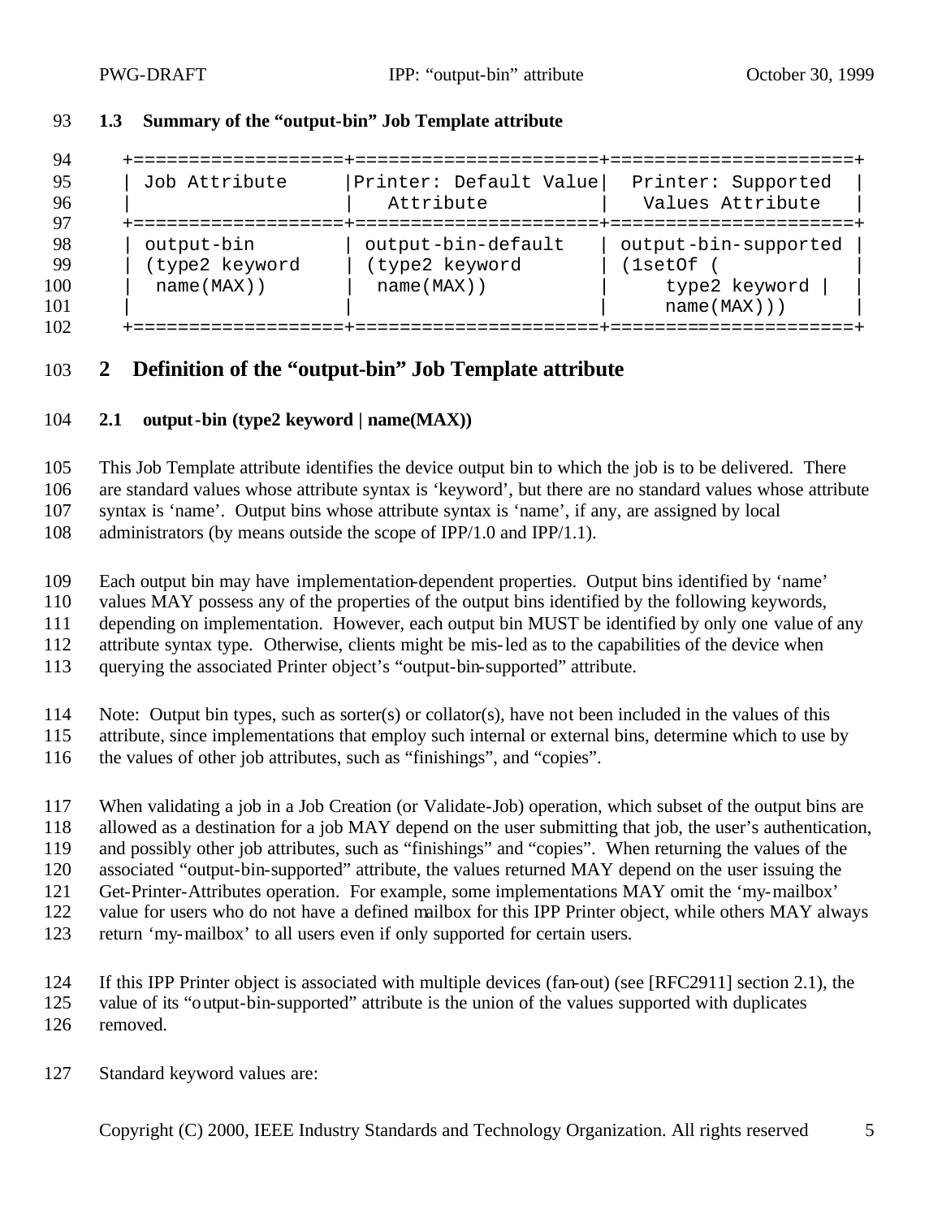### 1.3 Summary of the "output-bin" Job Template attribute

| Job Attribute | Printer: Default Value Attribute | Printer: Supported Values Attribute |
|---|---|---|
| output-bin (type2 keyword \| name(MAX)) | output-bin-default (type2 keyword \| name(MAX)) | output-bin-supported (1setOf ( type2 keyword \| name(MAX))) |

## 2 Definition of the "output-bin" Job Template attribute

### 2.1 output-bin (type2 keyword | name(MAX))

This Job Template attribute identifies the device output bin to which the job is to be delivered. There are standard values whose attribute syntax is 'keyword', but there are no standard values whose attribute syntax is 'name'. Output bins whose attribute syntax is 'name', if any, are assigned by local administrators (by means outside the scope of IPP/1.0 and IPP/1.1).

Each output bin may have implementation-dependent properties. Output bins identified by 'name' values MAY possess any of the properties of the output bins identified by the following keywords, depending on implementation. However, each output bin MUST be identified by only one value of any attribute syntax type. Otherwise, clients might be mis-led as to the capabilities of the device when querying the associated Printer object's "output-bin-supported" attribute.

Note: Output bin types, such as sorter(s) or collator(s), have not been included in the values of this attribute, since implementations that employ such internal or external bins, determine which to use by the values of other job attributes, such as "finishings", and "copies".

When validating a job in a Job Creation (or Validate-Job) operation, which subset of the output bins are allowed as a destination for a job MAY depend on the user submitting that job, the user's authentication, and possibly other job attributes, such as "finishings" and "copies". When returning the values of the associated "output-bin-supported" attribute, the values returned MAY depend on the user issuing the Get-Printer-Attributes operation. For example, some implementations MAY omit the 'my-mailbox' value for users who do not have a defined mailbox for this IPP Printer object, while others MAY always return 'my-mailbox' to all users even if only supported for certain users.

If this IPP Printer object is associated with multiple devices (fan-out) (see [RFC2911] section 2.1), the value of its "output-bin-supported" attribute is the union of the values supported with duplicates removed.

Standard keyword values are: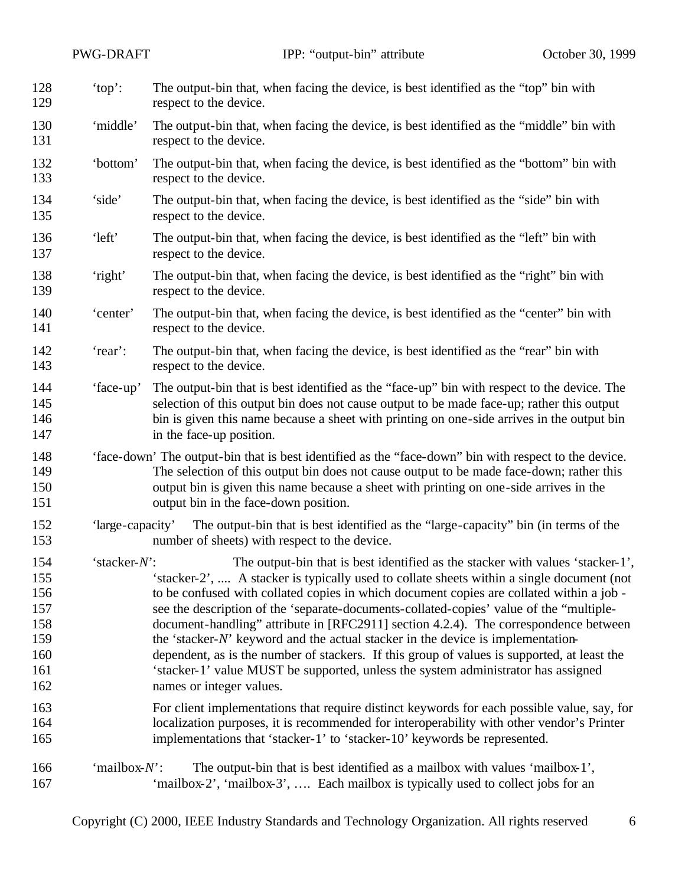'top': The output-bin that, when facing the device, is best identified as the "top" bin with respect to the device.

'middle' The output-bin that, when facing the device, is best identified as the "middle" bin with respect to the device.

'bottom' The output-bin that, when facing the device, is best identified as the "bottom" bin with respect to the device.

'side' The output-bin that, when facing the device, is best identified as the "side" bin with respect to the device.

'left' The output-bin that, when facing the device, is best identified as the "left" bin with respect to the device.

'right' The output-bin that, when facing the device, is best identified as the "right" bin with respect to the device.

'center' The output-bin that, when facing the device, is best identified as the "center" bin with respect to the device.

'rear': The output-bin that, when facing the device, is best identified as the "rear" bin with respect to the device.

'face-up' The output-bin that is best identified as the "face-up" bin with respect to the device. The selection of this output bin does not cause output to be made face-up; rather this output bin is given this name because a sheet with printing on one-side arrives in the output bin in the face-up position.

'face-down' The output-bin that is best identified as the "face-down" bin with respect to the device. The selection of this output bin does not cause output to be made face-down; rather this output bin is given this name because a sheet with printing on one-side arrives in the output bin in the face-down position.

'large-capacity' The output-bin that is best identified as the "large-capacity" bin (in terms of the number of sheets) with respect to the device.

'stacker-*N*': The output-bin that is best identified as the stacker with values 'stacker-1', 'stacker-2', .... A stacker is typically used to collate sheets within a single document (not to be confused with collated copies in which document copies are collated within a job - see the description of the 'separate-documents-collated-copies' value of the "multiple-document-handling" attribute in [RFC2911] section 4.2.4). The correspondence between the 'stacker-*N*' keyword and the actual stacker in the device is implementation-dependent, as is the number of stackers. If this group of values is supported, at least the 'stacker-1' value MUST be supported, unless the system administrator has assigned names or integer values.

For client implementations that require distinct keywords for each possible value, say, for localization purposes, it is recommended for interoperability with other vendor's Printer implementations that 'stacker-1' to 'stacker-10' keywords be represented.

'mailbox-*N*': The output-bin that is best identified as a mailbox with values 'mailbox-1', 'mailbox-2', 'mailbox-3', …. Each mailbox is typically used to collect jobs for an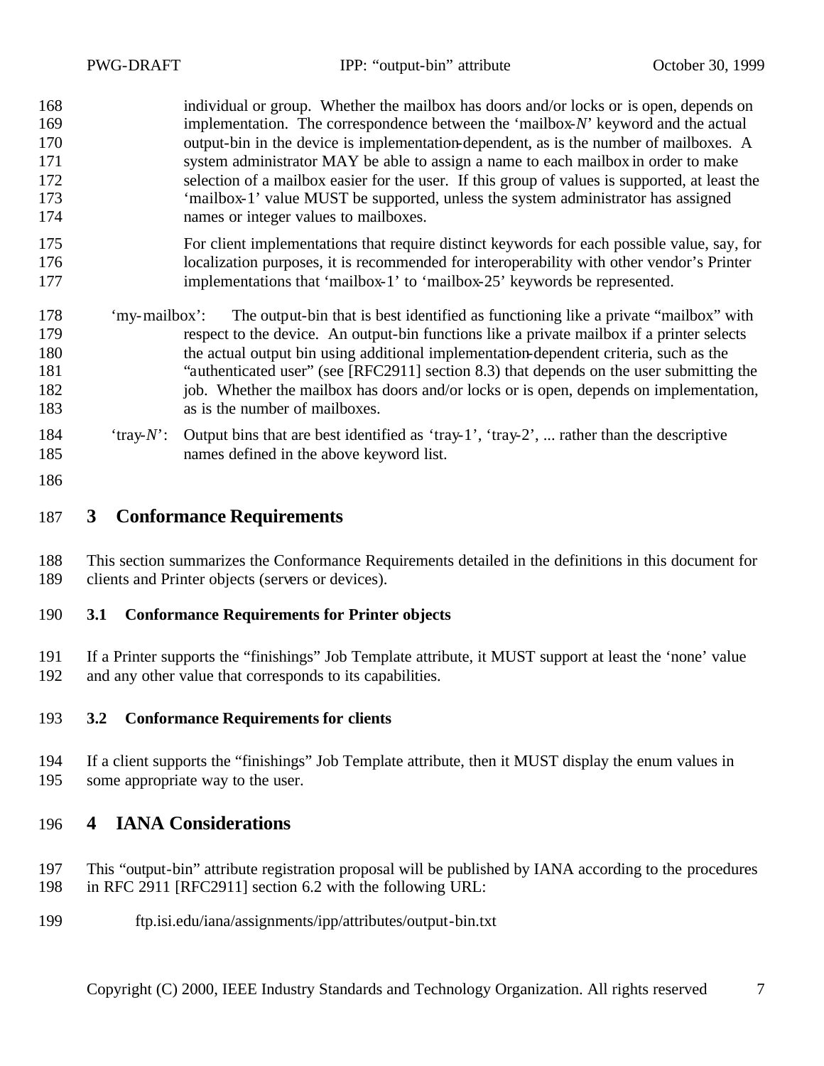individual or group. Whether the mailbox has doors and/or locks or is open, depends on implementation. The correspondence between the 'mailbox-*N*' keyword and the actual output-bin in the device is implementation-dependent, as is the number of mailboxes. A system administrator MAY be able to assign a name to each mailbox in order to make selection of a mailbox easier for the user. If this group of values is supported, at least the 'mailbox-1' value MUST be supported, unless the system administrator has assigned names or integer values to mailboxes.

For client implementations that require distinct keywords for each possible value, say, for localization purposes, it is recommended for interoperability with other vendor's Printer implementations that 'mailbox-1' to 'mailbox-25' keywords be represented.

'my-mailbox': The output-bin that is best identified as functioning like a private "mailbox" with respect to the device. An output-bin functions like a private mailbox if a printer selects the actual output bin using additional implementation-dependent criteria, such as the "authenticated user" (see [RFC2911] section 8.3) that depends on the user submitting the job. Whether the mailbox has doors and/or locks or is open, depends on implementation, as is the number of mailboxes.

'tray-*N*': Output bins that are best identified as 'tray-1', 'tray-2', ... rather than the descriptive names defined in the above keyword list.

# 3 Conformance Requirements

This section summarizes the Conformance Requirements detailed in the definitions in this document for clients and Printer objects (servers or devices).

## 3.1 Conformance Requirements for Printer objects

If a Printer supports the "finishings" Job Template attribute, it MUST support at least the 'none' value and any other value that corresponds to its capabilities.

## 3.2 Conformance Requirements for clients

If a client supports the "finishings" Job Template attribute, then it MUST display the enum values in some appropriate way to the user.

# 4 IANA Considerations

This "output-bin" attribute registration proposal will be published by IANA according to the procedures in RFC 2911 [RFC2911] section 6.2 with the following URL:

ftp.isi.edu/iana/assignments/ipp/attributes/output-bin.txt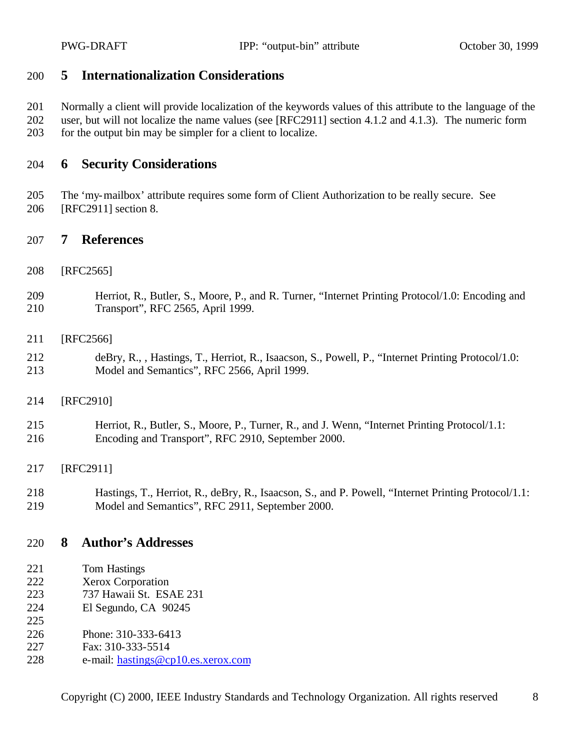## 5 Internationalization Considerations

Normally a client will provide localization of the keywords values of this attribute to the language of the user, but will not localize the name values (see [RFC2911] section 4.1.2 and 4.1.3). The numeric form for the output bin may be simpler for a client to localize.

## 6 Security Considerations

The 'my-mailbox' attribute requires some form of Client Authorization to be really secure. See [RFC2911] section 8.

## 7 References

[RFC2565]

Herriot, R., Butler, S., Moore, P., and R. Turner, "Internet Printing Protocol/1.0: Encoding and Transport", RFC 2565, April 1999.

[RFC2566]

deBry, R., , Hastings, T., Herriot, R., Isaacson, S., Powell, P., "Internet Printing Protocol/1.0: Model and Semantics", RFC 2566, April 1999.

[RFC2910]

Herriot, R., Butler, S., Moore, P., Turner, R., and J. Wenn, "Internet Printing Protocol/1.1: Encoding and Transport", RFC 2910, September 2000.

[RFC2911]

Hastings, T., Herriot, R., deBry, R., Isaacson, S., and P. Powell, "Internet Printing Protocol/1.1: Model and Semantics", RFC 2911, September 2000.

## 8 Author's Addresses

Tom Hastings
Xerox Corporation
737 Hawaii St. ESAE 231
El Segundo, CA 90245

Phone: 310-333-6413
Fax: 310-333-5514
e-mail: hastings@cp10.es.xerox.com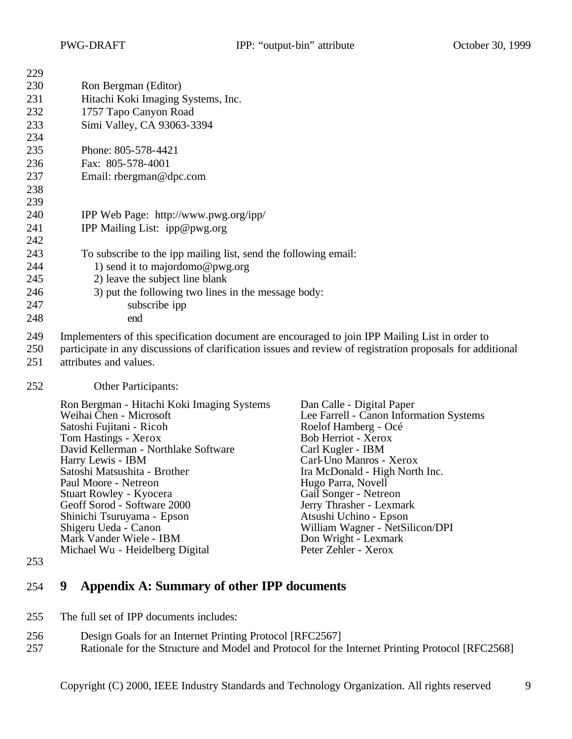Ron Bergman (Editor)
Hitachi Koki Imaging Systems, Inc.
1757 Tapo Canyon Road
Simi Valley, CA 93063-3394

Phone: 805-578-4421
Fax: 805-578-4001
Email: rbergman@dpc.com

IPP Web Page: http://www.pwg.org/ipp/
IPP Mailing List: ipp@pwg.org

To subscribe to the ipp mailing list, send the following email:

1) send it to majordomo@pwg.org
2) leave the subject line blank
3) put the following two lines in the message body:

   subscribe ipp
   end

Implementers of this specification document are encouraged to join IPP Mailing List in order to participate in any discussions of clarification issues and review of registration proposals for additional attributes and values.

Other Participants:

Ron Bergman - Hitachi Koki Imaging Systems
Weihai Chen - Microsoft
Satoshi Fujitani - Ricoh
Tom Hastings - Xerox
David Kellerman - Northlake Software
Harry Lewis - IBM
Satoshi Matsushita - Brother
Paul Moore - Netreon
Stuart Rowley - Kyocera
Geoff Sorod - Software 2000
Shinichi Tsuruyama - Epson
Shigeru Ueda - Canon
Mark Vander Wiele - IBM
Michael Wu - Heidelberg Digital
Dan Calle - Digital Paper
Lee Farrell - Canon Information Systems
Roelof Hamberg - Océ
Bob Herriot - Xerox
Carl Kugler - IBM
Carl-Uno Manros - Xerox
Ira McDonald - High North Inc.
Hugo Parra, Novell
Gail Songer - Netreon
Jerry Thrasher - Lexmark
Atsushi Uchino - Epson
William Wagner - NetSilicon/DPI
Don Wright - Lexmark
Peter Zehler - Xerox

# 9 Appendix A: Summary of other IPP documents

The full set of IPP documents includes:

Design Goals for an Internet Printing Protocol [RFC2567]
Rationale for the Structure and Model and Protocol for the Internet Printing Protocol [RFC2568]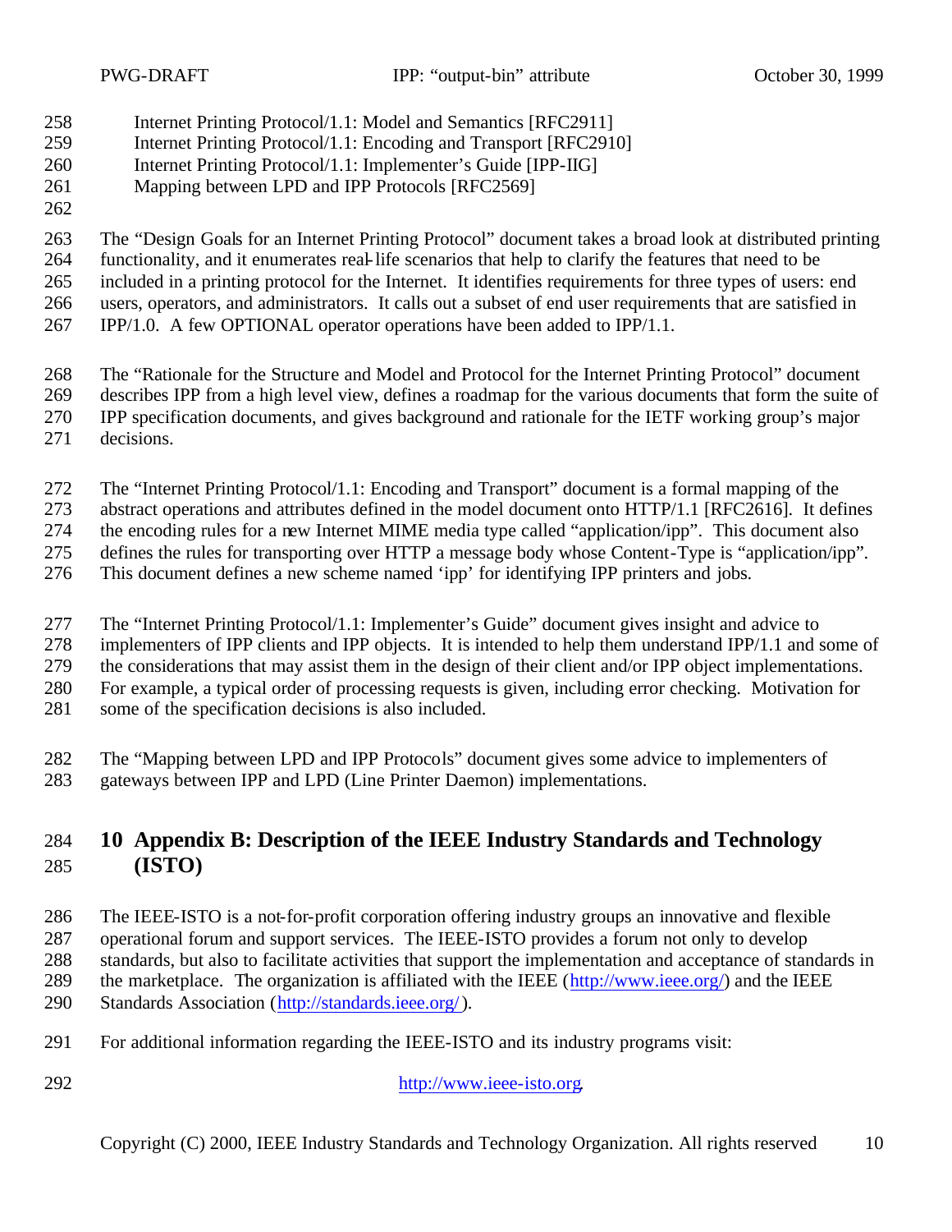Internet Printing Protocol/1.1: Model and Semantics [RFC2911]
Internet Printing Protocol/1.1: Encoding and Transport [RFC2910]
Internet Printing Protocol/1.1: Implementer's Guide [IPP-IIG]
Mapping between LPD and IPP Protocols [RFC2569]

The "Design Goals for an Internet Printing Protocol" document takes a broad look at distributed printing functionality, and it enumerates real-life scenarios that help to clarify the features that need to be included in a printing protocol for the Internet. It identifies requirements for three types of users: end users, operators, and administrators. It calls out a subset of end user requirements that are satisfied in IPP/1.0. A few OPTIONAL operator operations have been added to IPP/1.1.

The "Rationale for the Structure and Model and Protocol for the Internet Printing Protocol" document describes IPP from a high level view, defines a roadmap for the various documents that form the suite of IPP specification documents, and gives background and rationale for the IETF working group's major decisions.

The "Internet Printing Protocol/1.1: Encoding and Transport" document is a formal mapping of the abstract operations and attributes defined in the model document onto HTTP/1.1 [RFC2616]. It defines the encoding rules for a new Internet MIME media type called "application/ipp". This document also defines the rules for transporting over HTTP a message body whose Content-Type is "application/ipp". This document defines a new scheme named 'ipp' for identifying IPP printers and jobs.

The "Internet Printing Protocol/1.1: Implementer's Guide" document gives insight and advice to implementers of IPP clients and IPP objects. It is intended to help them understand IPP/1.1 and some of the considerations that may assist them in the design of their client and/or IPP object implementations. For example, a typical order of processing requests is given, including error checking. Motivation for some of the specification decisions is also included.

The "Mapping between LPD and IPP Protocols" document gives some advice to implementers of gateways between IPP and LPD (Line Printer Daemon) implementations.

# 10 Appendix B: Description of the IEEE Industry Standards and Technology (ISTO)

The IEEE-ISTO is a not-for-profit corporation offering industry groups an innovative and flexible operational forum and support services. The IEEE-ISTO provides a forum not only to develop standards, but also to facilitate activities that support the implementation and acceptance of standards in the marketplace. The organization is affiliated with the IEEE (http://www.ieee.org/) and the IEEE Standards Association (http://standards.ieee.org/).

For additional information regarding the IEEE-ISTO and its industry programs visit:

http://www.ieee-isto.org.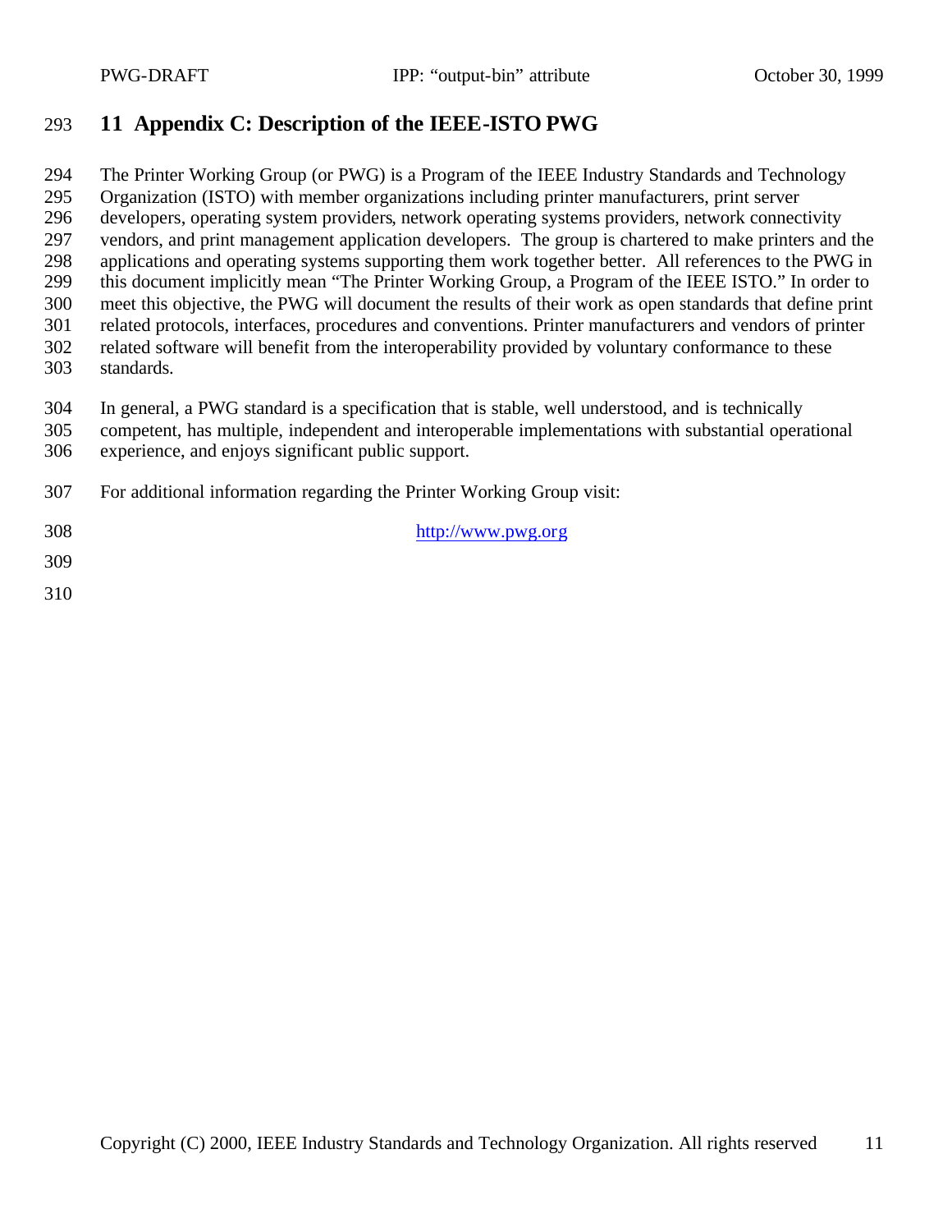# 11 Appendix C: Description of the IEEE-ISTO PWG

The Printer Working Group (or PWG) is a Program of the IEEE Industry Standards and Technology Organization (ISTO) with member organizations including printer manufacturers, print server developers, operating system providers, network operating systems providers, network connectivity vendors, and print management application developers. The group is chartered to make printers and the applications and operating systems supporting them work together better. All references to the PWG in this document implicitly mean "The Printer Working Group, a Program of the IEEE ISTO." In order to meet this objective, the PWG will document the results of their work as open standards that define print related protocols, interfaces, procedures and conventions. Printer manufacturers and vendors of printer related software will benefit from the interoperability provided by voluntary conformance to these standards.

In general, a PWG standard is a specification that is stable, well understood, and is technically competent, has multiple, independent and interoperable implementations with substantial operational experience, and enjoys significant public support.

For additional information regarding the Printer Working Group visit:

http://www.pwg.org